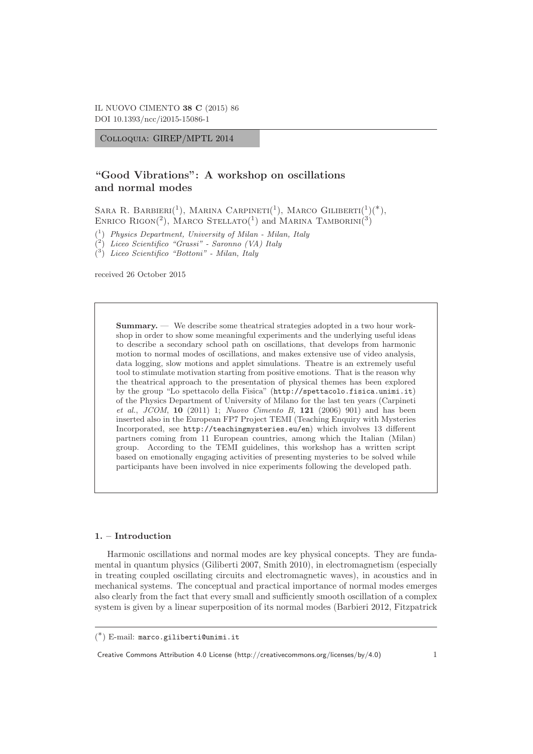Colloquia: GIREP/MPTL 2014

# "Good Vibrations": A workshop on oscillations and normal modes

Sara R. Barbieri[1], Marina Carpineti[1], Marco Giliberti[1](*), Enrico Rigon[2], Marco Stellato[1] and Marina Tamborini[3]

[1] *Physics Department, University of Milan - Milan, Italy*
[2] *Liceo Scientifico "Grassi" - Saronno (VA) Italy*
[3] *Liceo Scientifico "Bottoni" - Milan, Italy*

received 26 October 2015

**Summary.** — We describe some theatrical strategies adopted in a two hour workshop in order to show some meaningful experiments and the underlying useful ideas to describe a secondary school path on oscillations, that develops from harmonic motion to normal modes of oscillations, and makes extensive use of video analysis, data logging, slow motions and applet simulations. Theatre is an extremely useful tool to stimulate motivation starting from positive emotions. That is the reason why the theatrical approach to the presentation of physical themes has been explored by the group "Lo spettacolo della Fisica" (http://spettacolo.fisica.unimi.it) of the Physics Department of University of Milano for the last ten years (Carpineti *et al.*, *JCOM*, **10** (2011) 1; *Nuovo Cimento B*, **121** (2006) 901) and has been inserted also in the European FP7 Project TEMI (Teaching Enquiry with Mysteries Incorporated, see http://teachingmysteries.eu/en) which involves 13 different partners coming from 11 European countries, among which the Italian (Milan) group. According to the TEMI guidelines, this workshop has a written script based on emotionally engaging activities of presenting mysteries to be solved while participants have been involved in nice experiments following the developed path.

## 1. – Introduction

Harmonic oscillations and normal modes are key physical concepts. They are fundamental in quantum physics (Giliberti 2007, Smith 2010), in electromagnetism (especially in treating coupled oscillating circuits and electromagnetic waves), in acoustics and in mechanical systems. The conceptual and practical importance of normal modes emerges also clearly from the fact that every small and sufficiently smooth oscillation of a complex system is given by a linear superposition of its normal modes (Barbieri 2012, Fitzpatrick

(*) E-mail: marco.giliberti@unimi.it

Creative Commons Attribution 4.0 License (http://creativecommons.org/licenses/by/4.0)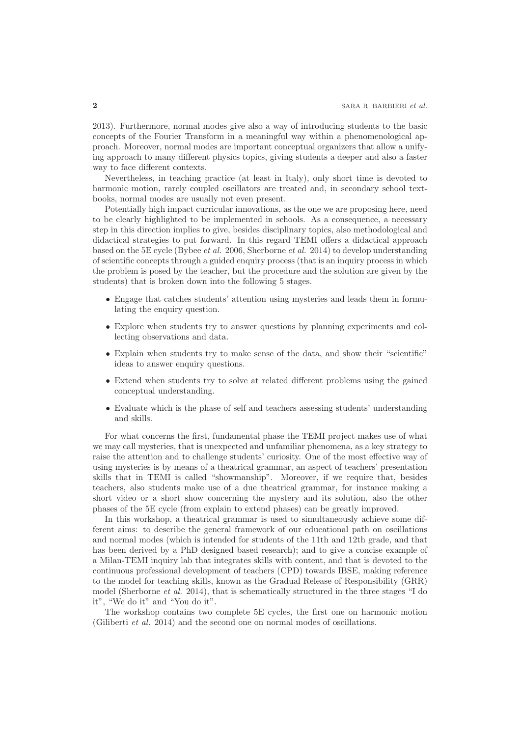2013). Furthermore, normal modes give also a way of introducing students to the basic concepts of the Fourier Transform in a meaningful way within a phenomenological approach. Moreover, normal modes are important conceptual organizers that allow a unifying approach to many different physics topics, giving students a deeper and also a faster way to face different contexts.

Nevertheless, in teaching practice (at least in Italy), only short time is devoted to harmonic motion, rarely coupled oscillators are treated and, in secondary school textbooks, normal modes are usually not even present.

Potentially high impact curricular innovations, as the one we are proposing here, need to be clearly highlighted to be implemented in schools. As a consequence, a necessary step in this direction implies to give, besides disciplinary topics, also methodological and didactical strategies to put forward. In this regard TEMI offers a didactical approach based on the 5E cycle (Bybee *et al.* 2006, Sherborne *et al.* 2014) to develop understanding of scientific concepts through a guided enquiry process (that is an inquiry process in which the problem is posed by the teacher, but the procedure and the solution are given by the students) that is broken down into the following 5 stages.

- Engage that catches students' attention using mysteries and leads them in formulating the enquiry question.
- Explore when students try to answer questions by planning experiments and collecting observations and data.
- Explain when students try to make sense of the data, and show their "scientific" ideas to answer enquiry questions.
- Extend when students try to solve at related different problems using the gained conceptual understanding.
- Evaluate which is the phase of self and teachers assessing students' understanding and skills.

For what concerns the first, fundamental phase the TEMI project makes use of what we may call mysteries, that is unexpected and unfamiliar phenomena, as a key strategy to raise the attention and to challenge students' curiosity. One of the most effective way of using mysteries is by means of a theatrical grammar, an aspect of teachers' presentation skills that in TEMI is called "showmanship". Moreover, if we require that, besides teachers, also students make use of a due theatrical grammar, for instance making a short video or a short show concerning the mystery and its solution, also the other phases of the 5E cycle (from explain to extend phases) can be greatly improved.

In this workshop, a theatrical grammar is used to simultaneously achieve some different aims: to describe the general framework of our educational path on oscillations and normal modes (which is intended for students of the 11th and 12th grade, and that has been derived by a PhD designed based research); and to give a concise example of a Milan-TEMI inquiry lab that integrates skills with content, and that is devoted to the continuous professional development of teachers (CPD) towards IBSE, making reference to the model for teaching skills, known as the Gradual Release of Responsibility (GRR) model (Sherborne *et al.* 2014), that is schematically structured in the three stages "I do it", "We do it" and "You do it".

The workshop contains two complete 5E cycles, the first one on harmonic motion (Giliberti *et al.* 2014) and the second one on normal modes of oscillations.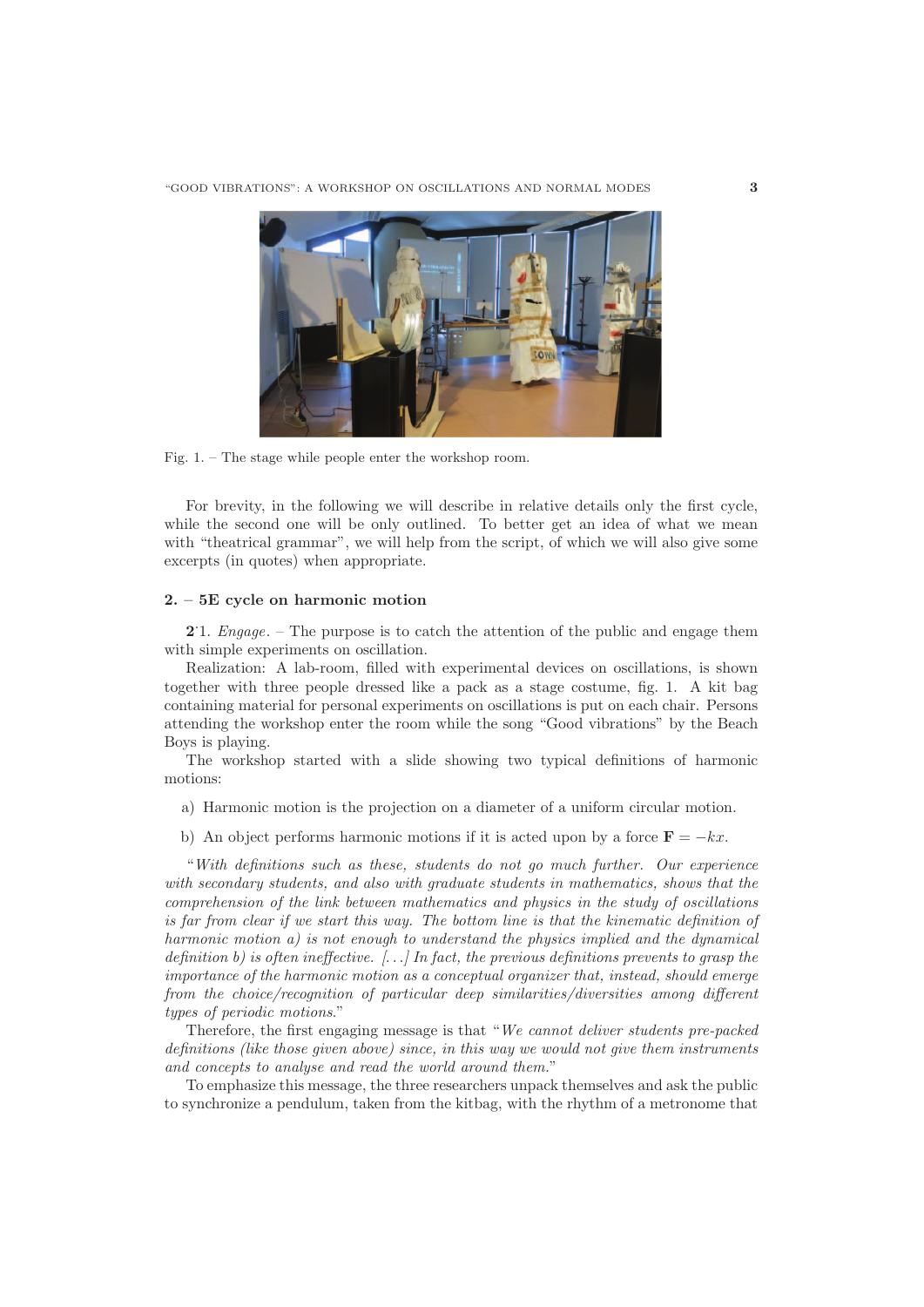Fig. 1. – The stage while people enter the workshop room.

For brevity, in the following we will describe in relative details only the first cycle, while the second one will be only outlined. To better get an idea of what we mean with "theatrical grammar", we will help from the script, of which we will also give some excerpts (in quotes) when appropriate.

## 2. – 5E cycle on harmonic motion

**2·1.** *Engage*. – The purpose is to catch the attention of the public and engage them with simple experiments on oscillation.

Realization: A lab-room, filled with experimental devices on oscillations, is shown together with three people dressed like a pack as a stage costume, fig. 1. A kit bag containing material for personal experiments on oscillations is put on each chair. Persons attending the workshop enter the room while the song "Good vibrations" by the Beach Boys is playing.

The workshop started with a slide showing two typical definitions of harmonic motions:

a) Harmonic motion is the projection on a diameter of a uniform circular motion.

b) An object performs harmonic motions if it is acted upon by a force $\mathbf{F} = -kx$.

"*With definitions such as these, students do not go much further. Our experience with secondary students, and also with graduate students in mathematics, shows that the comprehension of the link between mathematics and physics in the study of oscillations is far from clear if we start this way. The bottom line is that the kinematic definition of harmonic motion a) is not enough to understand the physics implied and the dynamical definition b) is often ineffective. [...] In fact, the previous definitions prevents to grasp the importance of the harmonic motion as a conceptual organizer that, instead, should emerge from the choice/recognition of particular deep similarities/diversities among different types of periodic motions.*"

Therefore, the first engaging message is that "*We cannot deliver students pre-packed definitions (like those given above) since, in this way we would not give them instruments and concepts to analyse and read the world around them.*"

To emphasize this message, the three researchers unpack themselves and ask the public to synchronize a pendulum, taken from the kitbag, with the rhythm of a metronome that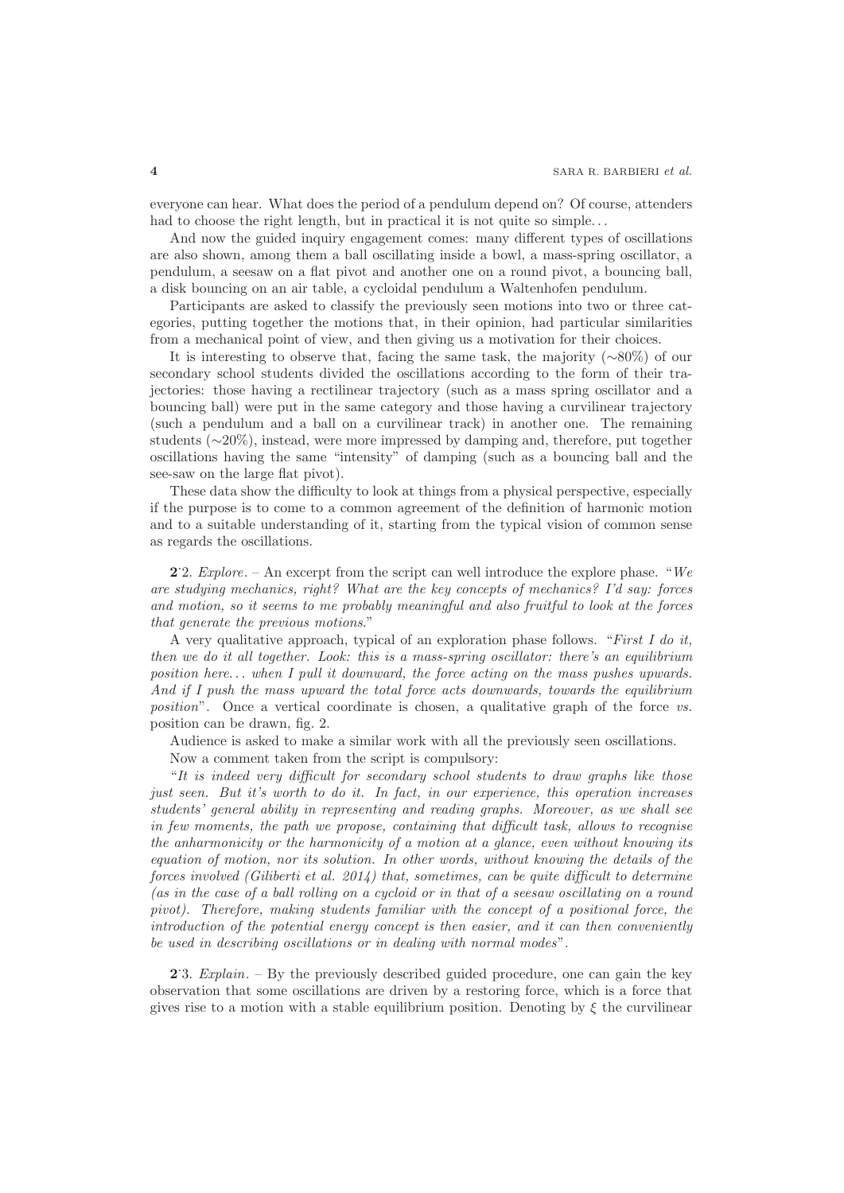everyone can hear. What does the period of a pendulum depend on? Of course, attenders had to choose the right length, but in practical it is not quite so simple...

And now the guided inquiry engagement comes: many different types of oscillations are also shown, among them a ball oscillating inside a bowl, a mass-spring oscillator, a pendulum, a seesaw on a flat pivot and another one on a round pivot, a bouncing ball, a disk bouncing on an air table, a cycloidal pendulum a Waltenhofen pendulum.

Participants are asked to classify the previously seen motions into two or three categories, putting together the motions that, in their opinion, had particular similarities from a mechanical point of view, and then giving us a motivation for their choices.

It is interesting to observe that, facing the same task, the majority ($\sim$80%) of our secondary school students divided the oscillations according to the form of their trajectories: those having a rectilinear trajectory (such as a mass spring oscillator and a bouncing ball) were put in the same category and those having a curvilinear trajectory (such a pendulum and a ball on a curvilinear track) in another one. The remaining students ($\sim$20%), instead, were more impressed by damping and, therefore, put together oscillations having the same "intensity" of damping (such as a bouncing ball and the see-saw on the large flat pivot).

These data show the difficulty to look at things from a physical perspective, especially if the purpose is to come to a common agreement of the definition of harmonic motion and to a suitable understanding of it, starting from the typical vision of common sense as regards the oscillations.

**2**·2. *Explore*. – An excerpt from the script can well introduce the explore phase. "*We are studying mechanics, right? What are the key concepts of mechanics? I'd say: forces and motion, so it seems to me probably meaningful and also fruitful to look at the forces that generate the previous motions.*"

A very qualitative approach, typical of an exploration phase follows. "*First I do it, then we do it all together. Look: this is a mass-spring oscillator: there's an equilibrium position here... when I pull it downward, the force acting on the mass pushes upwards. And if I push the mass upward the total force acts downwards, towards the equilibrium position*". Once a vertical coordinate is chosen, a qualitative graph of the force *vs.* position can be drawn, fig. 2.

Audience is asked to make a similar work with all the previously seen oscillations.

Now a comment taken from the script is compulsory:

"*It is indeed very difficult for secondary school students to draw graphs like those just seen. But it's worth to do it. In fact, in our experience, this operation increases students' general ability in representing and reading graphs. Moreover, as we shall see in few moments, the path we propose, containing that difficult task, allows to recognise the anharmonicity or the harmonicity of a motion at a glance, even without knowing its equation of motion, nor its solution. In other words, without knowing the details of the forces involved (Giliberti et al. 2014) that, sometimes, can be quite difficult to determine (as in the case of a ball rolling on a cycloid or in that of a seesaw oscillating on a round pivot). Therefore, making students familiar with the concept of a positional force, the introduction of the potential energy concept is then easier, and it can then conveniently be used in describing oscillations or in dealing with normal modes*".

**2**·3. *Explain*. – By the previously described guided procedure, one can gain the key observation that some oscillations are driven by a restoring force, which is a force that gives rise to a motion with a stable equilibrium position. Denoting by $\xi$ the curvilinear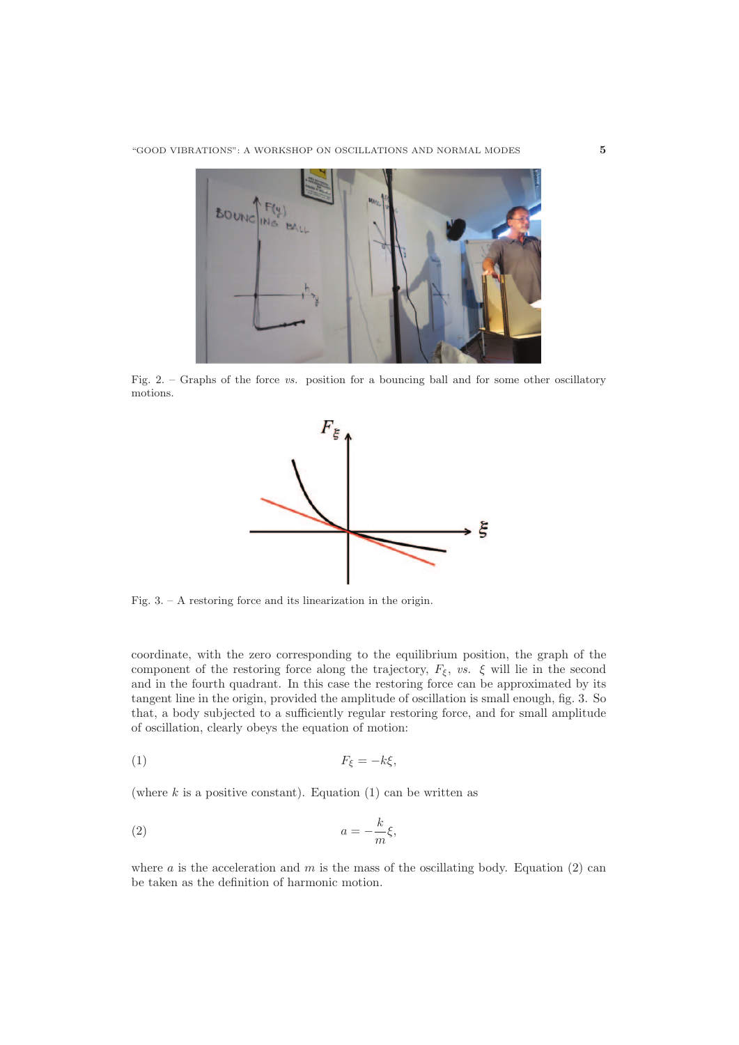Fig. 2. – Graphs of the force *vs.* position for a bouncing ball and for some other oscillatory motions.

Fig. 3. – A restoring force and its linearization in the origin.

coordinate, with the zero corresponding to the equilibrium position, the graph of the component of the restoring force along the trajectory, $F_\xi$, *vs.* $\xi$ will lie in the second and in the fourth quadrant. In this case the restoring force can be approximated by its tangent line in the origin, provided the amplitude of oscillation is small enough, fig. 3. So that, a body subjected to a sufficiently regular restoring force, and for small amplitude of oscillation, clearly obeys the equation of motion:

$$F_\xi = -k\xi, \tag{1}$$

(where $k$ is a positive constant). Equation (1) can be written as

$$a = -\frac{k}{m}\xi, \tag{2}$$

where $a$ is the acceleration and $m$ is the mass of the oscillating body. Equation (2) can be taken as the definition of harmonic motion.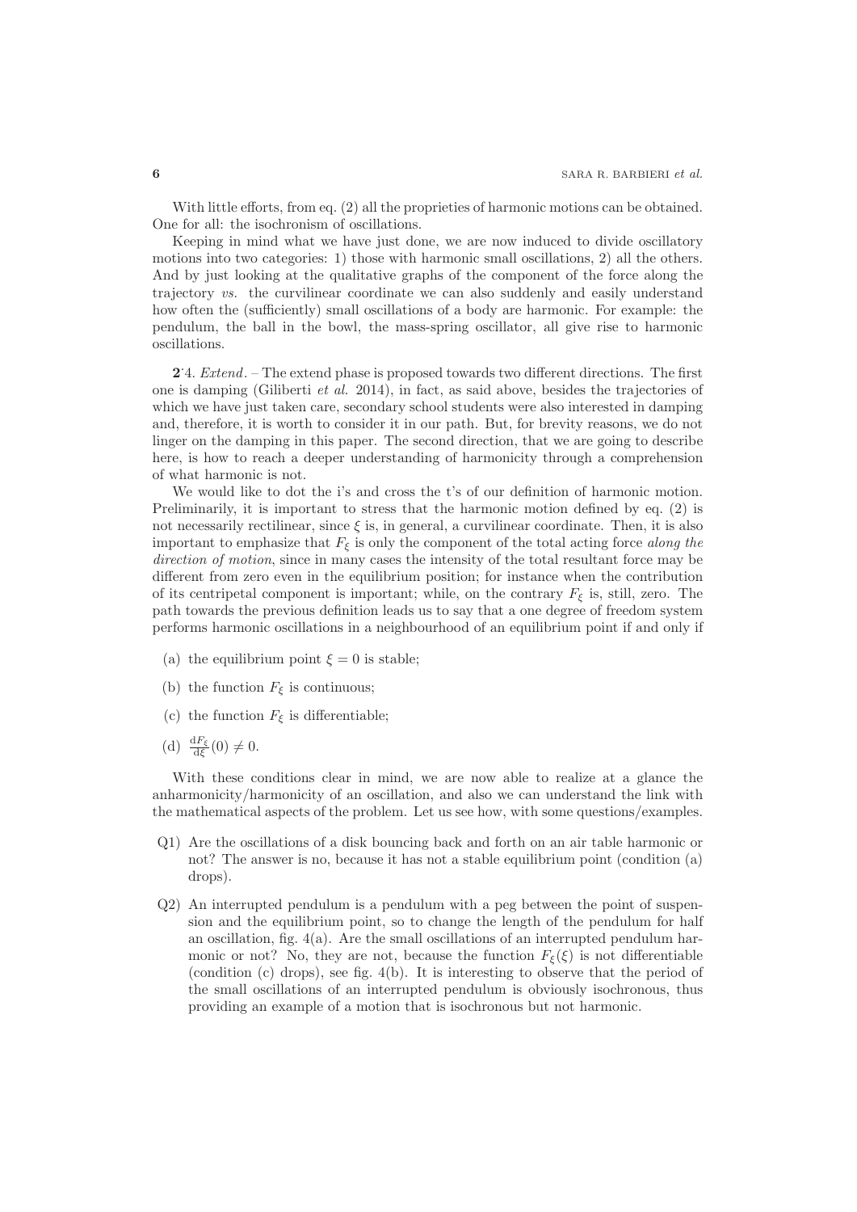With little efforts, from eq. (2) all the proprieties of harmonic motions can be obtained. One for all: the isochronism of oscillations.

Keeping in mind what we have just done, we are now induced to divide oscillatory motions into two categories: 1) those with harmonic small oscillations, 2) all the others. And by just looking at the qualitative graphs of the component of the force along the trajectory *vs.* the curvilinear coordinate we can also suddenly and easily understand how often the (sufficiently) small oscillations of a body are harmonic. For example: the pendulum, the ball in the bowl, the mass-spring oscillator, all give rise to harmonic oscillations.

**2**˙4. *Extend*. – The extend phase is proposed towards two different directions. The first one is damping (Giliberti *et al.* 2014), in fact, as said above, besides the trajectories of which we have just taken care, secondary school students were also interested in damping and, therefore, it is worth to consider it in our path. But, for brevity reasons, we do not linger on the damping in this paper. The second direction, that we are going to describe here, is how to reach a deeper understanding of harmonicity through a comprehension of what harmonic is not.

We would like to dot the i's and cross the t's of our definition of harmonic motion. Preliminarily, it is important to stress that the harmonic motion defined by eq. (2) is not necessarily rectilinear, since $\xi$ is, in general, a curvilinear coordinate. Then, it is also important to emphasize that $F_\xi$ is only the component of the total acting force *along the direction of motion*, since in many cases the intensity of the total resultant force may be different from zero even in the equilibrium position; for instance when the contribution of its centripetal component is important; while, on the contrary $F_\xi$ is, still, zero. The path towards the previous definition leads us to say that a one degree of freedom system performs harmonic oscillations in a neighbourhood of an equilibrium point if and only if

(a) the equilibrium point $\xi = 0$ is stable;

(b) the function $F_\xi$ is continuous;

(c) the function $F_\xi$ is differentiable;

(d) $\frac{\mathrm{d}F_\xi}{\mathrm{d}\xi}(0) \neq 0$.

With these conditions clear in mind, we are now able to realize at a glance the anharmonicity/harmonicity of an oscillation, and also we can understand the link with the mathematical aspects of the problem. Let us see how, with some questions/examples.

Q1) Are the oscillations of a disk bouncing back and forth on an air table harmonic or not? The answer is no, because it has not a stable equilibrium point (condition (a) drops).

Q2) An interrupted pendulum is a pendulum with a peg between the point of suspension and the equilibrium point, so to change the length of the pendulum for half an oscillation, fig. 4(a). Are the small oscillations of an interrupted pendulum harmonic or not? No, they are not, because the function $F_\xi(\xi)$ is not differentiable (condition (c) drops), see fig. 4(b). It is interesting to observe that the period of the small oscillations of an interrupted pendulum is obviously isochronous, thus providing an example of a motion that is isochronous but not harmonic.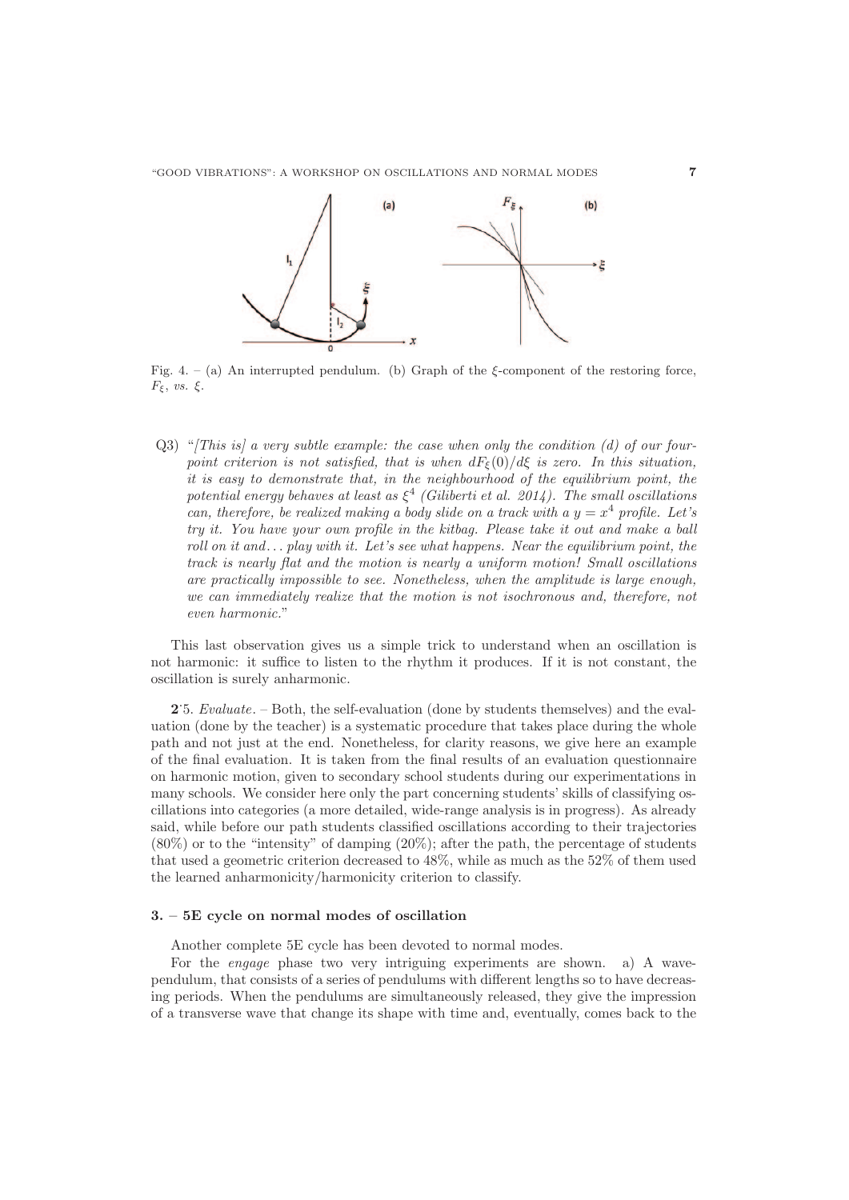Fig. 4. – (a) An interrupted pendulum. (b) Graph of the $\xi$-component of the restoring force, $F_\xi$, *vs.* $\xi$.

Q3) "*[This is] a very subtle example: the case when only the condition (d) of our four-point criterion is not satisfied, that is when* $dF_\xi(0)/d\xi$ *is zero. In this situation, it is easy to demonstrate that, in the neighbourhood of the equilibrium point, the potential energy behaves at least as* $\xi^4$ *(Giliberti et al. 2014). The small oscillations can, therefore, be realized making a body slide on a track with a* $y = x^4$ *profile. Let's try it. You have your own profile in the kitbag. Please take it out and make a ball roll on it and... play with it. Let's see what happens. Near the equilibrium point, the track is nearly flat and the motion is nearly a uniform motion! Small oscillations are practically impossible to see. Nonetheless, when the amplitude is large enough, we can immediately realize that the motion is not isochronous and, therefore, not even harmonic.*"

This last observation gives us a simple trick to understand when an oscillation is not harmonic: it suffice to listen to the rhythm it produces. If it is not constant, the oscillation is surely anharmonic.

**2**·5. *Evaluate*. – Both, the self-evaluation (done by students themselves) and the evaluation (done by the teacher) is a systematic procedure that takes place during the whole path and not just at the end. Nonetheless, for clarity reasons, we give here an example of the final evaluation. It is taken from the final results of an evaluation questionnaire on harmonic motion, given to secondary school students during our experimentations in many schools. We consider here only the part concerning students' skills of classifying oscillations into categories (a more detailed, wide-range analysis is in progress). As already said, while before our path students classified oscillations according to their trajectories (80%) or to the "intensity" of damping (20%); after the path, the percentage of students that used a geometric criterion decreased to 48%, while as much as the 52% of them used the learned anharmonicity/harmonicity criterion to classify.

## 3. – 5E cycle on normal modes of oscillation

Another complete 5E cycle has been devoted to normal modes.

For the *engage* phase two very intriguing experiments are shown. a) A wave-pendulum, that consists of a series of pendulums with different lengths so to have decreasing periods. When the pendulums are simultaneously released, they give the impression of a transverse wave that change its shape with time and, eventually, comes back to the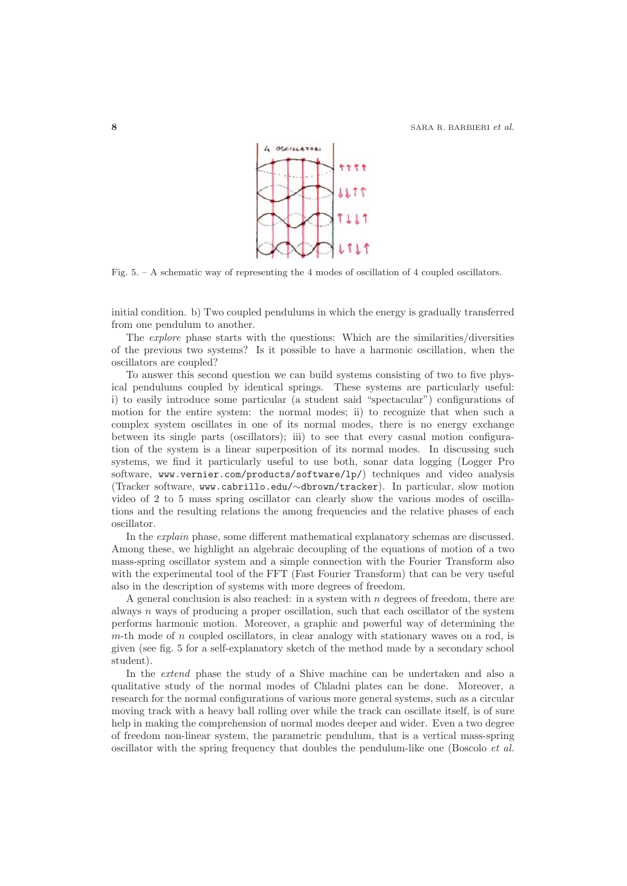Fig. 5. – A schematic way of representing the 4 modes of oscillation of 4 coupled oscillators.

initial condition. b) Two coupled pendulums in which the energy is gradually transferred from one pendulum to another.

The *explore* phase starts with the questions: Which are the similarities/diversities of the previous two systems? Is it possible to have a harmonic oscillation, when the oscillators are coupled?

To answer this second question we can build systems consisting of two to five physical pendulums coupled by identical springs. These systems are particularly useful: i) to easily introduce some particular (a student said "spectacular") configurations of motion for the entire system: the normal modes; ii) to recognize that when such a complex system oscillates in one of its normal modes, there is no energy exchange between its single parts (oscillators); iii) to see that every casual motion configuration of the system is a linear superposition of its normal modes. In discussing such systems, we find it particularly useful to use both, sonar data logging (Logger Pro software, `www.vernier.com/products/software/lp/`) techniques and video analysis (Tracker software, `www.cabrillo.edu/~dbrown/tracker`). In particular, slow motion video of 2 to 5 mass spring oscillator can clearly show the various modes of oscillations and the resulting relations the among frequencies and the relative phases of each oscillator.

In the *explain* phase, some different mathematical explanatory schemas are discussed. Among these, we highlight an algebraic decoupling of the equations of motion of a two mass-spring oscillator system and a simple connection with the Fourier Transform also with the experimental tool of the FFT (Fast Fourier Transform) that can be very useful also in the description of systems with more degrees of freedom.

A general conclusion is also reached: in a system with $n$ degrees of freedom, there are always $n$ ways of producing a proper oscillation, such that each oscillator of the system performs harmonic motion. Moreover, a graphic and powerful way of determining the $m$-th mode of $n$ coupled oscillators, in clear analogy with stationary waves on a rod, is given (see fig. 5 for a self-explanatory sketch of the method made by a secondary school student).

In the *extend* phase the study of a Shive machine can be undertaken and also a qualitative study of the normal modes of Chladni plates can be done. Moreover, a research for the normal configurations of various more general systems, such as a circular moving track with a heavy ball rolling over while the track can oscillate itself, is of sure help in making the comprehension of normal modes deeper and wider. Even a two degree of freedom non-linear system, the parametric pendulum, that is a vertical mass-spring oscillator with the spring frequency that doubles the pendulum-like one (Boscolo *et al.*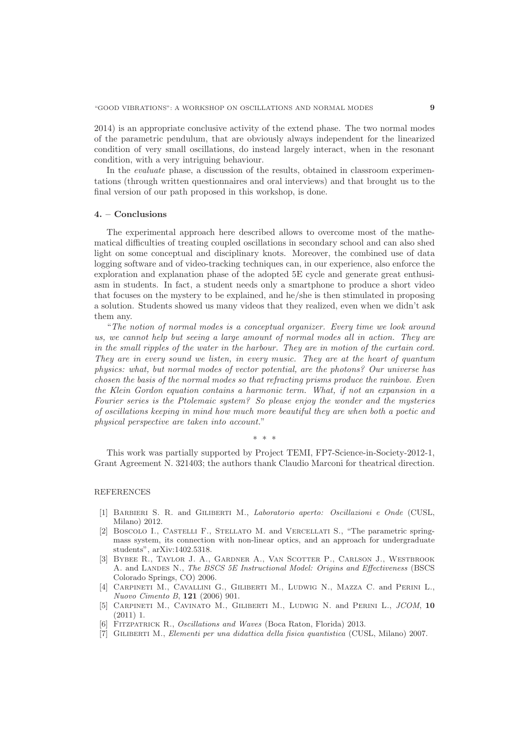2014) is an appropriate conclusive activity of the extend phase. The two normal modes of the parametric pendulum, that are obviously always independent for the linearized condition of very small oscillations, do instead largely interact, when in the resonant condition, with a very intriguing behaviour.

In the *evaluate* phase, a discussion of the results, obtained in classroom experimentations (through written questionnaires and oral interviews) and that brought us to the final version of our path proposed in this workshop, is done.

## 4. – Conclusions

The experimental approach here described allows to overcome most of the mathematical difficulties of treating coupled oscillations in secondary school and can also shed light on some conceptual and disciplinary knots. Moreover, the combined use of data logging software and of video-tracking techniques can, in our experience, also enforce the exploration and explanation phase of the adopted 5E cycle and generate great enthusiasm in students. In fact, a student needs only a smartphone to produce a short video that focuses on the mystery to be explained, and he/she is then stimulated in proposing a solution. Students showed us many videos that they realized, even when we didn't ask them any.

"*The notion of normal modes is a conceptual organizer. Every time we look around us, we cannot help but seeing a large amount of normal modes all in action. They are in the small ripples of the water in the harbour. They are in motion of the curtain cord. They are in every sound we listen, in every music. They are at the heart of quantum physics: what, but normal modes of vector potential, are the photons? Our universe has chosen the basis of the normal modes so that refracting prisms produce the rainbow. Even the Klein Gordon equation contains a harmonic term. What, if not an expansion in a Fourier series is the Ptolemaic system? So please enjoy the wonder and the mysteries of oscillations keeping in mind how much more beautiful they are when both a poetic and physical perspective are taken into account.*"

\* \* \*

This work was partially supported by Project TEMI, FP7-Science-in-Society-2012-1, Grant Agreement N. 321403; the authors thank Claudio Marconi for theatrical direction.

## REFERENCES

[1] Barbieri S. R. and Giliberti M., *Laboratorio aperto: Oscillazioni e Onde* (CUSL, Milano) 2012.

[2] Boscolo I., Castelli F., Stellato M. and Vercellati S., "The parametric spring-mass system, its connection with non-linear optics, and an approach for undergraduate students", arXiv:1402.5318.

[3] Bybee R., Taylor J. A., Gardner A., Van Scotter P., Carlson J., Westbrook A. and Landes N., *The BSCS 5E Instructional Model: Origins and Effectiveness* (BSCS Colorado Springs, CO) 2006.

[4] Carpineti M., Cavallini G., Giliberti M., Ludwig N., Mazza C. and Perini L., *Nuovo Cimento B*, **121** (2006) 901.

[5] Carpineti M., Cavinato M., Giliberti M., Ludwig N. and Perini L., *JCOM*, **10** (2011) 1.

[6] Fitzpatrick R., *Oscillations and Waves* (Boca Raton, Florida) 2013.

[7] Giliberti M., *Elementi per una didattica della fisica quantistica* (CUSL, Milano) 2007.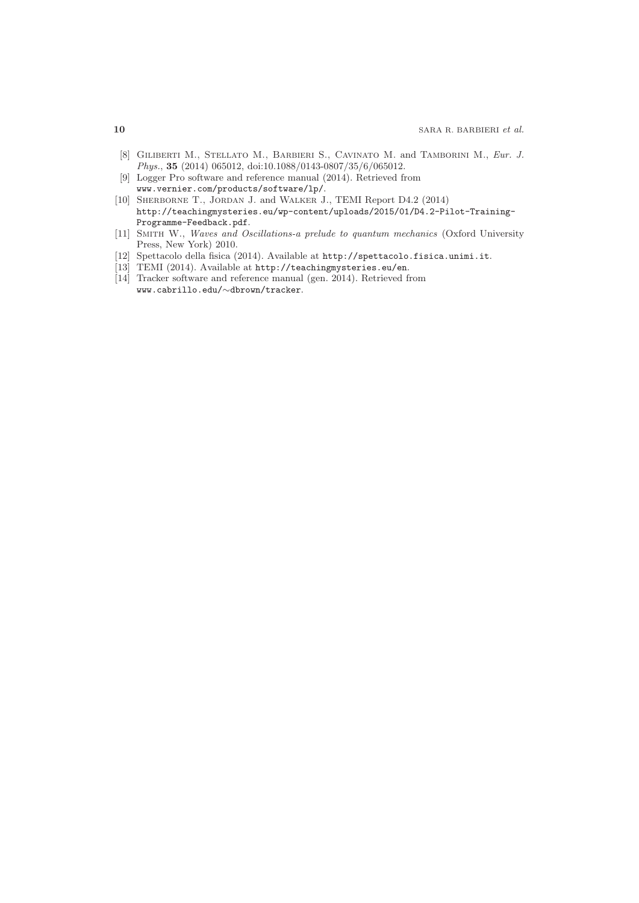[8] Giliberti M., Stellato M., Barbieri S., Cavinato M. and Tamborini M., *Eur. J. Phys.*, **35** (2014) 065012, doi:10.1088/0143-0807/35/6/065012.

[9] Logger Pro software and reference manual (2014). Retrieved from www.vernier.com/products/software/lp/.

[10] Sherborne T., Jordan J. and Walker J., TEMI Report D4.2 (2014) http://teachingmysteries.eu/wp-content/uploads/2015/01/D4.2-Pilot-Training-Programme-Feedback.pdf.

[11] Smith W., *Waves and Oscillations-a prelude to quantum mechanics* (Oxford University Press, New York) 2010.

[12] Spettacolo della fisica (2014). Available at http://spettacolo.fisica.unimi.it.

[13] TEMI (2014). Available at http://teachingmysteries.eu/en.

[14] Tracker software and reference manual (gen. 2014). Retrieved from www.cabrillo.edu/∼dbrown/tracker.